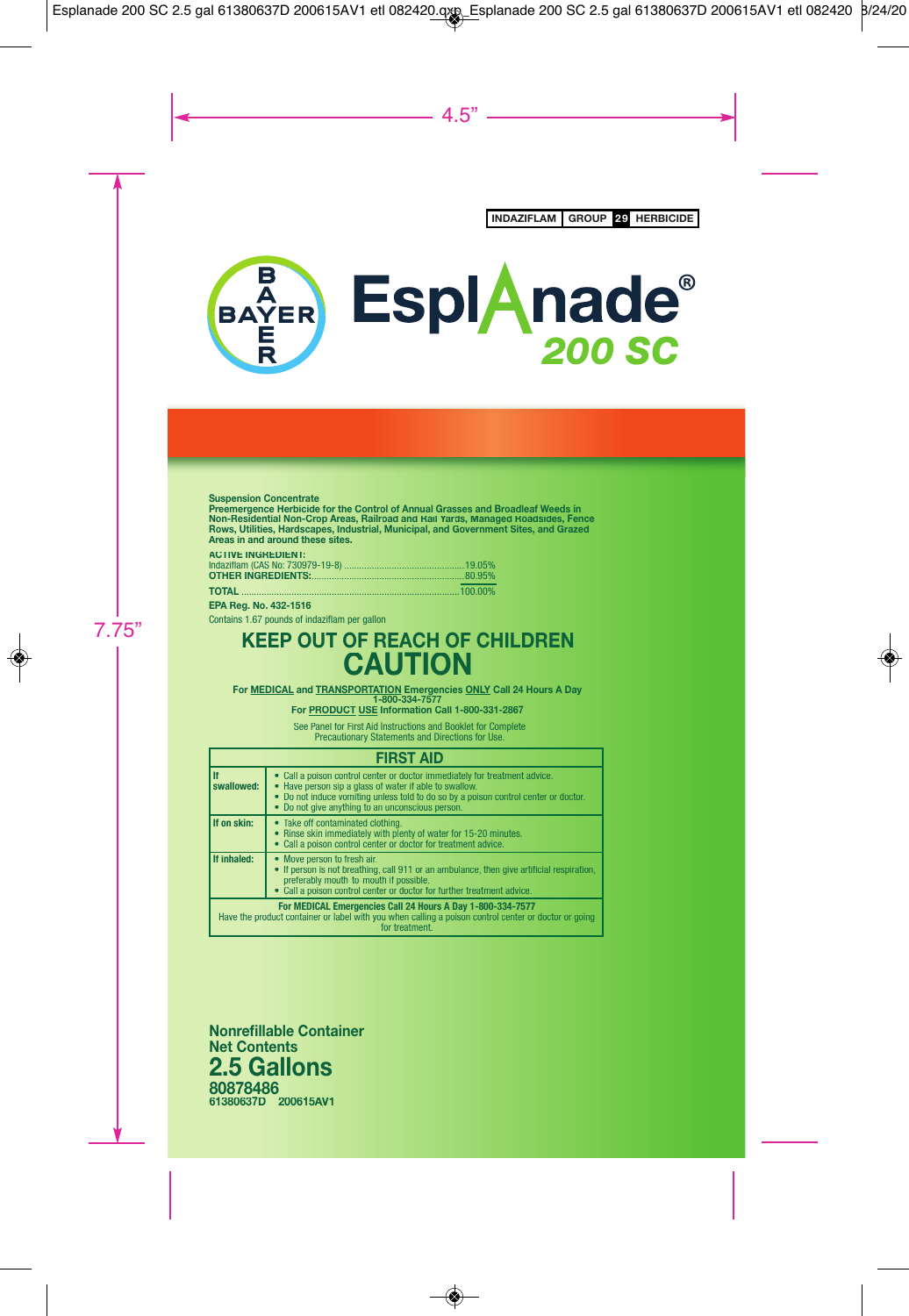INDAZIFLAM | GROUP 29 | HERBICIDE

# Esplanade® 200 SC

**Suspension Concentrate**
**Preemergence Herbicide for the Control of Annual Grasses and Broadleaf Weeds in Non-Residential Non-Crop Areas, Railroad and Rail Yards, Managed Roadsides, Fence Rows, Utilities, Hardscapes, Industrial, Municipal, and Government Sites, and Grazed Areas in and around these sites.**

**ACTIVE INGREDIENT:**
Indaziflam (CAS No: 730979-19-8) .......... 19.05%
**OTHER INGREDIENTS:** .......... 80.95%
**TOTAL** .......... 100.00%

**EPA Reg. No. 432-1516**

Contains 1.67 pounds of indaziflam per gallon

## KEEP OUT OF REACH OF CHILDREN
## CAUTION

**For MEDICAL and TRANSPORTATION Emergencies ONLY Call 24 Hours A Day 1-800-334-7577**
**For PRODUCT USE Information Call 1-800-331-2867**

See Panel for First Aid Instructions and Booklet for Complete Precautionary Statements and Directions for Use.

| FIRST AID | |
|---|---|
| **If swallowed:** | • Call a poison control center or doctor immediately for treatment advice.<br>• Have person sip a glass of water if able to swallow.<br>• Do not induce vomiting unless told to do so by a poison control center or doctor.<br>• Do not give anything to an unconscious person. |
| **If on skin:** | • Take off contaminated clothing.<br>• Rinse skin immediately with plenty of water for 15-20 minutes.<br>• Call a poison control center or doctor for treatment advice. |
| **If inhaled:** | • Move person to fresh air.<br>• If person is not breathing, call 911 or an ambulance, then give artificial respiration, preferably mouth to mouth if possible.<br>• Call a poison control center or doctor for further treatment advice. |
| **For MEDICAL Emergencies Call 24 Hours A Day 1-800-334-7577**<br>Have the product container or label with you when calling a poison control center or doctor or going for treatment. | |

**Nonrefillable Container**
**Net Contents**
## 2.5 Gallons

**80878486**
**61380637D 200615AV1**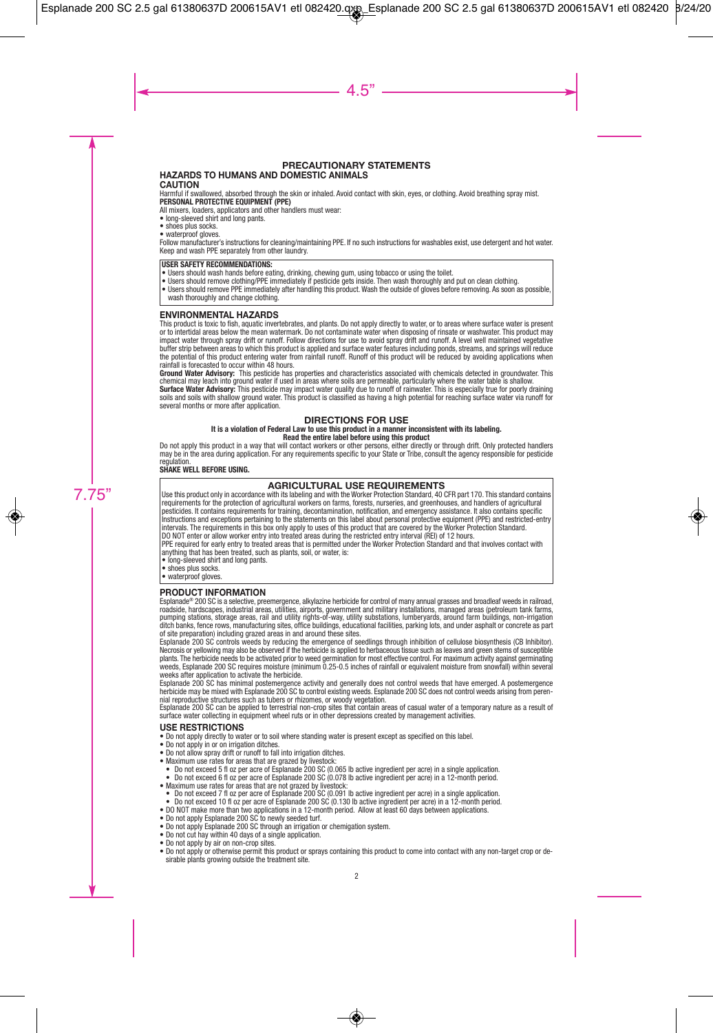# PRECAUTIONARY STATEMENTS

## HAZARDS TO HUMANS AND DOMESTIC ANIMALS

**CAUTION**

Harmful if swallowed, absorbed through the skin or inhaled. Avoid contact with skin, eyes, or clothing. Avoid breathing spray mist.

**PERSONAL PROTECTIVE EQUIPMENT (PPE)**

All mixers, loaders, applicators and other handlers must wear:

- long-sleeved shirt and long pants.
- shoes plus socks.
- waterproof gloves.

Follow manufacturer's instructions for cleaning/maintaining PPE. If no such instructions for washables exist, use detergent and hot water. Keep and wash PPE separately from other laundry.

**USER SAFETY RECOMMENDATIONS:**

- Users should wash hands before eating, drinking, chewing gum, using tobacco or using the toilet.
- Users should remove clothing/PPE immediately if pesticide gets inside. Then wash thoroughly and put on clean clothing.
- Users should remove PPE immediately after handling this product. Wash the outside of gloves before removing. As soon as possible, wash thoroughly and change clothing.

## ENVIRONMENTAL HAZARDS

This product is toxic to fish, aquatic invertebrates, and plants. Do not apply directly to water, or to areas where surface water is present or to intertidal areas below the mean watermark. Do not contaminate water when disposing of rinsate or washwater. This product may impact water through spray drift or runoff. Follow directions for use to avoid spray drift and runoff. A level well maintained vegetative buffer strip between areas to which this product is applied and surface water features including ponds, streams, and springs will reduce the potential of this product entering water from rainfall runoff. Runoff of this product will be reduced by avoiding applications when rainfall is forecasted to occur within 48 hours.

**Ground Water Advisory:** This pesticide has properties and characteristics associated with chemicals detected in groundwater. This chemical may leach into ground water if used in areas where soils are permeable, particularly where the water table is shallow.

**Surface Water Advisory:** This pesticide may impact water quality due to runoff of rainwater. This is especially true for poorly draining soils and soils with shallow ground water. This product is classified as having a high potential for reaching surface water via runoff for several months or more after application.

# DIRECTIONS FOR USE

**It is a violation of Federal Law to use this product in a manner inconsistent with its labeling.**

**Read the entire label before using this product**

Do not apply this product in a way that will contact workers or other persons, either directly or through drift. Only protected handlers may be in the area during application. For any requirements specific to your State or Tribe, consult the agency responsible for pesticide regulation.

**SHAKE WELL BEFORE USING.**

## AGRICULTURAL USE REQUIREMENTS

Use this product only in accordance with its labeling and with the Worker Protection Standard, 40 CFR part 170. This standard contains requirements for the protection of agricultural workers on farms, forests, nurseries, and greenhouses, and handlers of agricultural pesticides. It contains requirements for training, decontamination, notification, and emergency assistance. It also contains specific Instructions and exceptions pertaining to the statements on this label about personal protective equipment (PPE) and restricted-entry intervals. The requirements in this box only apply to uses of this product that are covered by the Worker Protection Standard.

DO NOT enter or allow worker entry into treated areas during the restricted entry interval (REI) of 12 hours.

PPE required for early entry to treated areas that is permitted under the Worker Protection Standard and that involves contact with anything that has been treated, such as plants, soil, or water, is:

- long-sleeved shirt and long pants.
- shoes plus socks.
- waterproof gloves.

## PRODUCT INFORMATION

Esplanade® 200 SC is a selective, preemergence, alkylazine herbicide for control of many annual grasses and broadleaf weeds in railroad, roadside, hardscapes, industrial areas, utilities, airports, government and military installations, managed areas (petroleum tank farms, pumping stations, storage areas, rail and utility rights-of-way, utility substations, lumberyards, around farm buildings, non-irrigation ditch banks, fence rows, manufacturing sites, office buildings, educational facilities, parking lots, and under asphalt or concrete as part of site preparation) including grazed areas in and around these sites.

Esplanade 200 SC controls weeds by reducing the emergence of seedlings through inhibition of cellulose biosynthesis (CB Inhibitor). Necrosis or yellowing may also be observed if the herbicide is applied to herbaceous tissue such as leaves and green stems of susceptible plants. The herbicide needs to be activated prior to weed germination for most effective control. For maximum activity against germinating weeds, Esplanade 200 SC requires moisture (minimum 0.25-0.5 inches of rainfall or equivalent moisture from snowfall) within several weeks after application to activate the herbicide.

Esplanade 200 SC has minimal postemergence activity and generally does not control weeds that have emerged. A postemergence herbicide may be mixed with Esplanade 200 SC to control existing weeds. Esplanade 200 SC does not control weeds arising from perennial reproductive structures such as tubers or rhizomes, or woody vegetation.

Esplanade 200 SC can be applied to terrestrial non-crop sites that contain areas of casual water of a temporary nature as a result of surface water collecting in equipment wheel ruts or in other depressions created by management activities.

## USE RESTRICTIONS

- Do not apply directly to water or to soil where standing water is present except as specified on this label.
- Do not apply in or on irrigation ditches.
- Do not allow spray drift or runoff to fall into irrigation ditches.
- Maximum use rates for areas that are grazed by livestock:
  - Do not exceed 5 fl oz per acre of Esplanade 200 SC (0.065 lb active ingredient per acre) in a single application.
  - Do not exceed 6 fl oz per acre of Esplanade 200 SC (0.078 lb active ingredient per acre) in a 12-month period.
- Maximum use rates for areas that are not grazed by livestock:
  - Do not exceed 7 fl oz per acre of Esplanade 200 SC (0.091 lb active ingredient per acre) in a single application.
  - Do not exceed 10 fl oz per acre of Esplanade 200 SC (0.130 lb active ingredient per acre) in a 12-month period.
- DO NOT make more than two applications in a 12-month period. Allow at least 60 days between applications.
- Do not apply Esplanade 200 SC to newly seeded turf.
- Do not apply Esplanade 200 SC through an irrigation or chemigation system.
- Do not cut hay within 40 days of a single application.
- Do not apply by air on non-crop sites.
- Do not apply or otherwise permit this product or sprays containing this product to come into contact with any non-target crop or desirable plants growing outside the treatment site.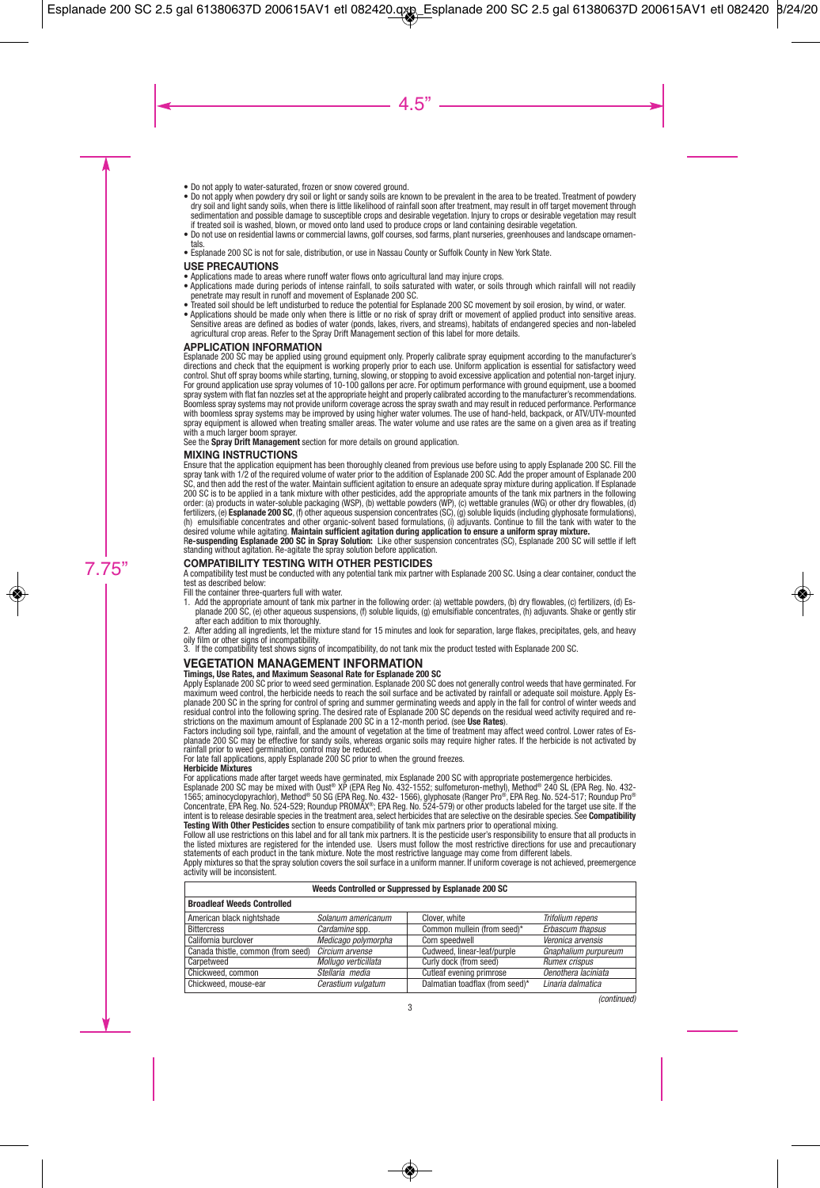- Do not apply to water-saturated, frozen or snow covered ground.
- Do not apply when powdery dry soil or light or sandy soils are known to be prevalent in the area to be treated. Treatment of powdery dry soil and light sandy soils, when there is little likelihood of rainfall soon after treatment, may result in off target movement through sedimentation and possible damage to susceptible crops and desirable vegetation. Injury to crops or desirable vegetation may result if treated soil is washed, blown, or moved onto land used to produce crops or land containing desirable vegetation.
- Do not use on residential lawns or commercial lawns, golf courses, sod farms, plant nurseries, greenhouses and landscape ornamentals.
- Esplanade 200 SC is not for sale, distribution, or use in Nassau County or Suffolk County in New York State.

## USE PRECAUTIONS

- Applications made to areas where runoff water flows onto agricultural land may injure crops.
- Applications made during periods of intense rainfall, to soils saturated with water, or soils through which rainfall will not readily penetrate may result in runoff and movement of Esplanade 200 SC.
- Treated soil should be left undisturbed to reduce the potential for Esplanade 200 SC movement by soil erosion, by wind, or water.
- Applications should be made only when there is little or no risk of spray drift or movement of applied product into sensitive areas. Sensitive areas are defined as bodies of water (ponds, lakes, rivers, and streams), habitats of endangered species and non-labeled agricultural crop areas. Refer to the Spray Drift Management section of this label for more details.

## APPLICATION INFORMATION

Esplanade 200 SC may be applied using ground equipment only. Properly calibrate spray equipment according to the manufacturer's directions and check that the equipment is working properly prior to each use. Uniform application is essential for satisfactory weed control. Shut off spray booms while starting, turning, slowing, or stopping to avoid excessive application and potential non-target injury. For ground application use spray volumes of 10-100 gallons per acre. For optimum performance with ground equipment, use a boomed spray system with flat fan nozzles set at the appropriate height and properly calibrated according to the manufacturer's recommendations. Boomless spray systems may not provide uniform coverage across the spray swath and may result in reduced performance. Performance with boomless spray systems may be improved by using higher water volumes. The use of hand-held, backpack, or ATV/UTV-mounted spray equipment is allowed when treating smaller areas. The water volume and use rates are the same on a given area as if treating with a much larger boom sprayer.

See the **Spray Drift Management** section for more details on ground application.

## MIXING INSTRUCTIONS

Ensure that the application equipment has been thoroughly cleaned from previous use before using to apply Esplanade 200 SC. Fill the spray tank with 1/2 of the required volume of water prior to the addition of Esplanade 200 SC. Add the proper amount of Esplanade 200 SC, and then add the rest of the water. Maintain sufficient agitation to ensure an adequate spray mixture during application. If Esplanade 200 SC is to be applied in a tank mixture with other pesticides, add the appropriate amounts of the tank mix partners in the following order: (a) products in water-soluble packaging (WSP), (b) wettable powders (WP), (c) wettable granules (WG) or other dry flowables, (d) fertilizers, (e) **Esplanade 200 SC**, (f) other aqueous suspension concentrates (SC), (g) soluble liquids (including glyphosate formulations), (h) emulsifiable concentrates and other organic-solvent based formulations, (i) adjuvants. Continue to fill the tank with water to the desired volume while agitating. **Maintain sufficient agitation during application to ensure a uniform spray mixture.**

**Re-suspending Esplanade 200 SC in Spray Solution:** Like other suspension concentrates (SC), Esplanade 200 SC will settle if left standing without agitation. Re-agitate the spray solution before application.

## COMPATIBILITY TESTING WITH OTHER PESTICIDES

A compatibility test must be conducted with any potential tank mix partner with Esplanade 200 SC. Using a clear container, conduct the test as described below:

Fill the container three-quarters full with water.

1. Add the appropriate amount of tank mix partner in the following order: (a) wettable powders, (b) dry flowables, (c) fertilizers, (d) Esplanade 200 SC, (e) other aqueous suspensions, (f) soluble liquids, (g) emulsifiable concentrates, (h) adjuvants. Shake or gently stir after each addition to mix thoroughly.
2. After adding all ingredients, let the mixture stand for 15 minutes and look for separation, large flakes, precipitates, gels, and heavy oily film or other signs of incompatibility.
3. If the compatibility test shows signs of incompatibility, do not tank mix the product tested with Esplanade 200 SC.

## VEGETATION MANAGEMENT INFORMATION

### Timings, Use Rates, and Maximum Seasonal Rate for Esplanade 200 SC

Apply Esplanade 200 SC prior to weed seed germination. Esplanade 200 SC does not generally control weeds that have germinated. For maximum weed control, the herbicide needs to reach the soil surface and be activated by rainfall or adequate soil moisture. Apply Esplanade 200 SC in the spring for control of spring and summer germinating weeds and apply in the fall for control of winter weeds and residual control into the following spring. The desired rate of Esplanade 200 SC depends on the residual weed activity required and restrictions on the maximum amount of Esplanade 200 SC in a 12-month period. (see **Use Rates**).

Factors including soil type, rainfall, and the amount of vegetation at the time of treatment may affect weed control. Lower rates of Esplanade 200 SC may be effective for sandy soils, whereas organic soils may require higher rates. If the herbicide is not activated by rainfall prior to weed germination, control may be reduced.

For late fall applications, apply Esplanade 200 SC prior to when the ground freezes.

### Herbicide Mixtures

For applications made after target weeds have germinated, mix Esplanade 200 SC with appropriate postemergence herbicides.

Esplanade 200 SC may be mixed with Oust® XP (EPA Reg No. 432-1552; sulfometuron-methyl), Method® 240 SL (EPA Reg. No. 432-1565; aminocyclopyrachlor), Method® 50 SG (EPA Reg. No. 432- 1566), glyphosate (Ranger Pro®, EPA Reg. No. 524-517; Roundup Pro® Concentrate, EPA Reg. No. 524-529; Roundup PROMAX®; EPA Reg. No. 524-579) or other products labeled for the target use site. If the intent is to release desirable species in the treatment area, select herbicides that are selective on the desirable species. See **Compatibility Testing With Other Pesticides** section to ensure compatibility of tank mix partners prior to operational mixing.

Follow all use restrictions on this label and for all tank mix partners. It is the pesticide user's responsibility to ensure that all products in the listed mixtures are registered for the intended use. Users must follow the most restrictive directions for use and precautionary statements of each product in the tank mixture. Note the most restrictive language may come from different labels.

Apply mixtures so that the spray solution covers the soil surface in a uniform manner. If uniform coverage is not achieved, preemergence activity will be inconsistent.

| Weeds Controlled or Suppressed by Esplanade 200 SC | | | |
|---|---|---|---|
| **Broadleaf Weeds Controlled** | | | |
| American black nightshade | *Solanum americanum* | Clover, white | *Trifolium repens* |
| Bittercress | *Cardamine* spp. | Common mullein (from seed)* | *Erbascum thapsus* |
| California burclover | *Medicago polymorpha* | Corn speedwell | *Veronica arvensis* |
| Canada thistle, common (from seed) | *Circium arvense* | Cudweed, linear-leaf/purple | *Gnaphalium purpureum* |
| Carpetweed | *Mollugo verticillata* | Curly dock (from seed) | *Rumex crispus* |
| Chickweed, common | *Stellaria media* | Cutleaf evening primrose | *Oenothera laciniata* |
| Chickweed, mouse-ear | *Cerastium vulgatum* | Dalmatian toadflax (from seed)* | *Linaria dalmatica* |

*(continued)*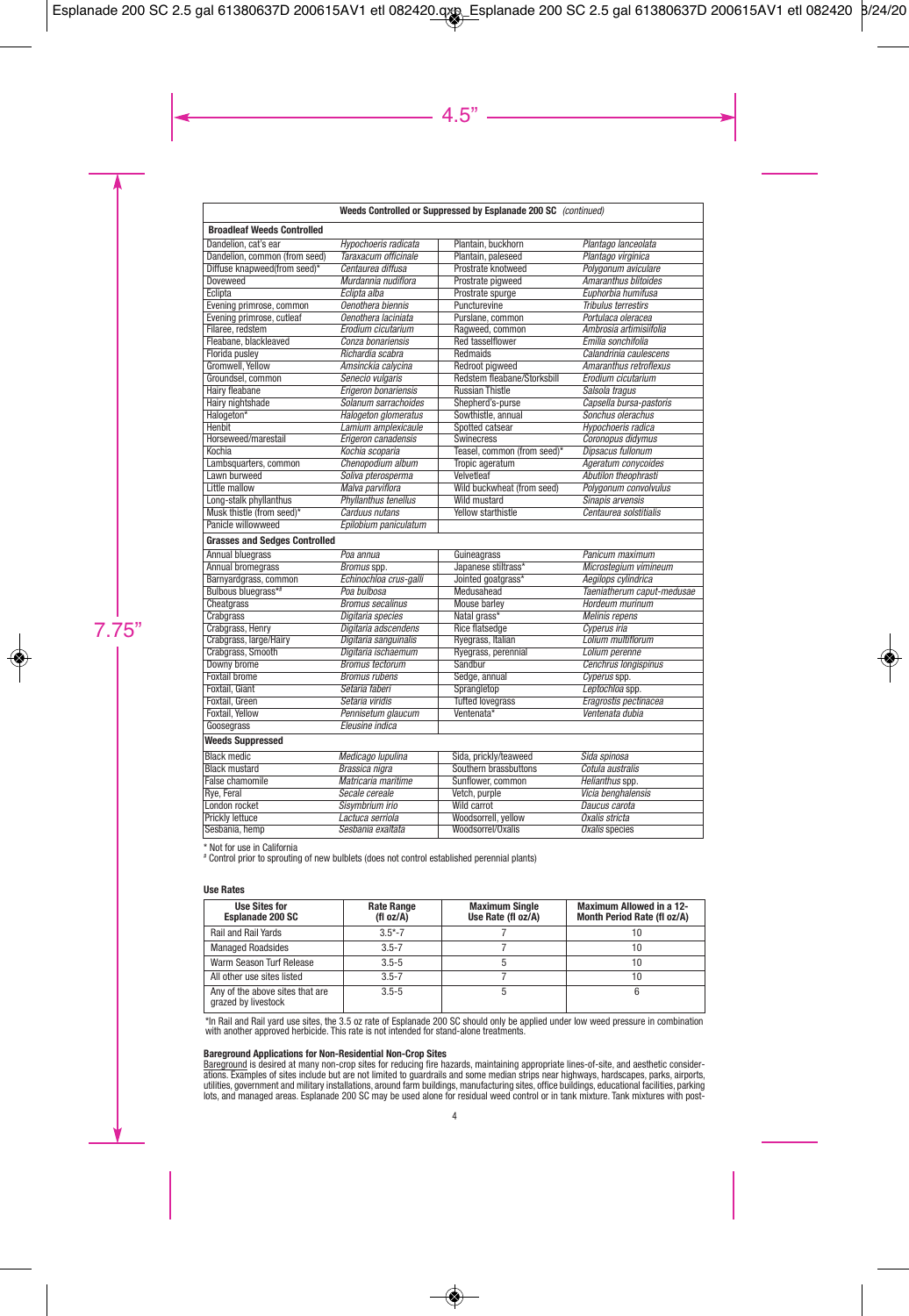**Weeds Controlled or Suppressed by Esplanade 200 SC** *(continued)*

**Broadleaf Weeds Controlled**

| | | | |
|---|---|---|---|
| Dandelion, cat's ear | *Hypochoeris radicata* | Plantain, buckhorn | *Plantago lanceolata* |
| Dandelion, common (from seed) | *Taraxacum officinale* | Plantain, paleseed | *Plantago virginica* |
| Diffuse knapweed(from seed)* | *Centaurea diffusa* | Prostrate knotweed | *Polygonum aviculare* |
| Doveweed | *Murdannia nudiflora* | Prostrate pigweed | *Amaranthus blitoides* |
| Eclipta | *Eclipta alba* | Prostrate spurge | *Euphorbia humifusa* |
| Evening primrose, common | *Oenothera biennis* | Puncturevine | *Tribulus terrestirs* |
| Evening primrose, cutleaf | *Oenothera laciniata* | Purslane, common | *Portulaca oleracea* |
| Filaree, redstem | *Erodium cicutarium* | Ragweed, common | *Ambrosia artimisiifolia* |
| Fleabane, blackleaved | *Conza bonariensis* | Red tasselflower | *Emilia sonchifolia* |
| Florida pusley | *Richardia scabra* | Redmaids | *Calandrinia caulescens* |
| Gromwell, Yellow | *Amsinckia calycina* | Redroot pigweed | *Amaranthus retroflexus* |
| Groundsel, common | *Senecio vulgaris* | Redstem fleabane/Storksbill | *Erodium cicutarium* |
| Hairy fleabane | *Erigeron bonariensis* | Russian Thistle | *Salsola tragus* |
| Hairy nightshade | *Solanum sarrachoides* | Shepherd's-purse | *Capsella bursa-pastoris* |
| Halogeton* | *Halogeton glomeratus* | Sowthistle, annual | *Sonchus olerachus* |
| Henbit | *Lamium amplexicaule* | Spotted catsear | *Hypochoeris radica* |
| Horseweed/marestail | *Erigeron canadensis* | Swinecress | *Coronopus didymus* |
| Kochia | *Kochia scoparia* | Teasel, common (from seed)* | *Dipsacus fullonum* |
| Lambsquarters, common | *Chenopodium album* | Tropic ageratum | *Ageratum conycoides* |
| Lawn burweed | *Soliva pterosperma* | Velvetleaf | *Abutilon theophrasti* |
| Little mallow | *Malva parviflora* | Wild buckwheat (from seed) | *Polygonum convolvulus* |
| Long-stalk phyllanthus | *Phyllanthus tenellus* | Wild mustard | *Sinapis arvensis* |
| Musk thistle (from seed)* | *Carduus nutans* | Yellow starthistle | *Centaurea solstitialis* |
| Panicle willowweed | *Epilobium paniculatum* | | |

**Grasses and Sedges Controlled**

| | | | |
|---|---|---|---|
| Annual bluegrass | *Poa annua* | Guineagrass | *Panicum maximum* |
| Annual bromegrass | *Bromus* spp. | Japanese stiltrass* | *Microstegium vimineum* |
| Barnyardgrass, common | *Echinochloa crus-galli* | Jointed goatgrass* | *Aegilops cylindrica* |
| Bulbous bluegrass*# | *Poa bulbosa* | Medusahead | *Taeniatherum caput-medusae* |
| Cheatgrass | *Bromus secalinus* | Mouse barley | *Hordeum murinum* |
| Crabgrass | *Digitaria species* | Natal grass* | *Melinis repens* |
| Crabgrass, Henry | *Digitaria adscendens* | Rice flatsedge | *Cyperus iria* |
| Crabgrass, large/Hairy | *Digitaria sanguinalis* | Ryegrass, Italian | *Lolium multiflorum* |
| Crabgrass, Smooth | *Digitaria ischaemum* | Ryegrass, perennial | *Lolium perenne* |
| Downy brome | *Bromus tectorum* | Sandbur | *Cenchrus longispinus* |
| Foxtail brome | *Bromus rubens* | Sedge, annual | *Cyperus* spp. |
| Foxtail, Giant | *Setaria faberi* | Sprangletop | *Leptochloa* spp. |
| Foxtail, Green | *Setaria viridis* | Tufted lovegrass | *Eragrostis pectinacea* |
| Foxtail, Yellow | *Pennisetum glaucum* | Ventenata* | *Ventenata dubia* |
| Goosegrass | *Eleusine indica* | | |

**Weeds Suppressed**

| | | | |
|---|---|---|---|
| Black medic | *Medicago lupulina* | Sida, prickly/teaweed | *Sida spinosa* |
| Black mustard | *Brassica nigra* | Southern brassbuttons | *Cotula australis* |
| False chamomile | *Matricaria maritime* | Sunflower, common | *Helianthus* spp. |
| Rye, Feral | *Secale cereale* | Vetch, purple | *Vicia benghalensis* |
| London rocket | *Sisymbrium irio* | Wild carrot | *Daucus carota* |
| Prickly lettuce | *Lactuca serriola* | Woodsorrell, yellow | *Oxalis stricta* |
| Sesbania, hemp | *Sesbania exaltata* | Woodsorrel/Oxalis | *Oxalis* species |

\* Not for use in California
\# Control prior to sprouting of new bulblets (does not control established perennial plants)

**Use Rates**

| Use Sites for Esplanade 200 SC | Rate Range (fl oz/A) | Maximum Single Use Rate (fl oz/A) | Maximum Allowed in a 12-Month Period Rate (fl oz/A) |
|---|---|---|---|
| Rail and Rail Yards | 3.5*-7 | 7 | 10 |
| Managed Roadsides | 3.5-7 | 7 | 10 |
| Warm Season Turf Release | 3.5-5 | 5 | 10 |
| All other use sites listed | 3.5-7 | 7 | 10 |
| Any of the above sites that are grazed by livestock | 3.5-5 | 5 | 6 |

\*In Rail and Rail yard use sites, the 3.5 oz rate of Esplanade 200 SC should only be applied under low weed pressure in combination with another approved herbicide. This rate is not intended for stand-alone treatments.

**Bareground Applications for Non-Residential Non-Crop Sites**

Bareground is desired at many non-crop sites for reducing fire hazards, maintaining appropriate lines-of-site, and aesthetic considerations. Examples of sites include but are not limited to guardrails and some median strips near highways, hardscapes, parks, airports, utilities, government and military installations, around farm buildings, manufacturing sites, office buildings, educational facilities, parking lots, and managed areas. Esplanade 200 SC may be used alone for residual weed control or in tank mixture. Tank mixtures with post-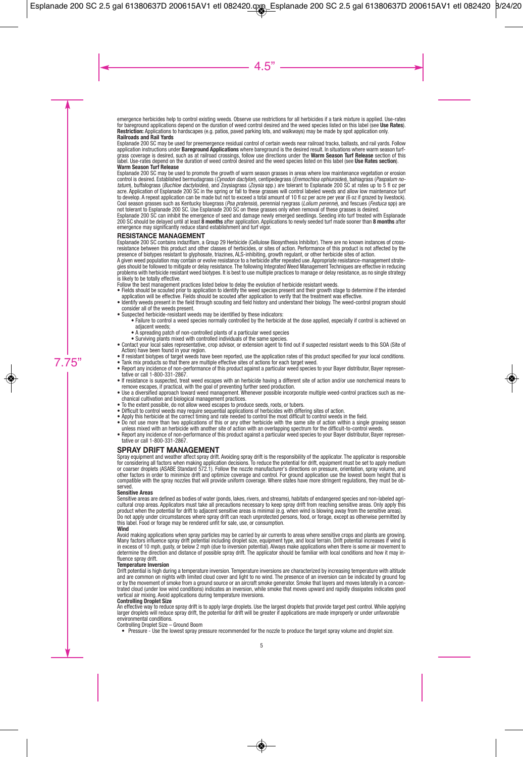emergence herbicides help to control existing weeds. Observe use restrictions for all herbicides if a tank mixture is applied. Use-rates for bareground applications depend on the duration of weed control desired and the weed species listed on this label (see **Use Rates**).

**Restriction:** Applications to hardscapes (e.g. patios, paved parking lots, and walkways) may be made by spot application only.

**Railroads and Rail Yards**

Esplanade 200 SC may be used for preemergence residual control of certain weeds near railroad tracks, ballasts, and rail yards. Follow application instructions under **Bareground Applications** where bareground is the desired result. In situations where warm season turf-grass coverage is desired, such as at railroad crossings, follow use directions under the **Warm Season Turf Release** section of this label. Use-rates depend on the duration of weed control desired and the weed species listed on this label (see **Use Rates section**).

**Warm Season Turf Release**

Esplanade 200 SC may be used to promote the growth of warm season grasses in areas where low maintenance vegetation or erosion control is desired. Established bermudagrass (*Cynodon dactylon*), centipedegrass (*Eremochloa ophiuroides*), bahiagrass (*Paspalum notatum*), buffalograss (*Buchloe dactyloides*), and Zoysiagrass (*Zoysia* spp.) are tolerant to Esplanade 200 SC at rates up to 5 fl oz per acre. Application of Esplanade 200 SC in the spring or fall to these grasses will control labeled weeds and allow low maintenance turf to develop. A repeat application can be made but not to exceed a total amount of 10 fl oz per acre per year (6 oz if grazed by livestock). Cool season grasses such as Kentucky bluegrass (*Poa pratensis*), perennial ryegrass (*Lolium perenne*), and fescues (*Festuca* spp) are not tolerant to Esplanade 200 SC. Use Esplanade 200 SC on these grasses only when removal of these grasses is desired.

Esplanade 200 SC can inhibit the emergence of seed and damage newly emerged seedlings. Seeding into turf treated with Esplanade 200 SC should be delayed until at least **8 months** after application. Applications to newly seeded turf made sooner than **8 months** after emergence may significantly reduce stand establishment and turf vigor.

## RESISTANCE MANAGEMENT

Esplanade 200 SC contains indaziflam, a Group 29 Herbicide (Cellulose Biosynthesis Inhibitor). There are no known instances of cross-resistance between this product and other classes of herbicides, or sites of action. Performance of this product is not affected by the presence of biotypes resistant to glyphosate, triazines, ALS-inhibiting, growth regulant, or other herbicide sites of action.

A given weed population may contain or evolve resistance to a herbicide after repeated use. Appropriate resistance-management strategies should be followed to mitigate or delay resistance. The following Integrated Weed Management Techniques are effective in reducing problems with herbicide resistant weed biotypes. It is best to use multiple practices to manage or delay resistance, as no single strategy is likely to be totally effective.

Follow the best management practices listed below to delay the evolution of herbicide resistant weeds.

- Fields should be scouted prior to application to identify the weed species present and their growth stage to determine if the intended application will be effective. Fields should be scouted after application to verify that the treatment was effective.
- Identify weeds present in the field through scouting and field history and understand their biology. The weed-control program should consider all of the weeds present.
- Suspected herbicide-resistant weeds may be identified by these indicators:
  - Failure to control a weed species normally controlled by the herbicide at the dose applied, especially if control is achieved on adjacent weeds;
  - A spreading patch of non-controlled plants of a particular weed species
  - Surviving plants mixed with controlled individuals of the same species.
- Contact your local sales representative, crop advisor, or extension agent to find out if suspected resistant weeds to this SOA (Site of Action) have been found in your region.
- If resistant biotypes of target weeds have been reported, use the application rates of this product specified for your local conditions.
- Tank mix products so that there are multiple effective sites of actions for each target weed.
- Report any incidence of non-performance of this product against a particular weed species to your Bayer distributor, Bayer representative or call 1-800-331-2867.
- If resistance is suspected, treat weed escapes with an herbicide having a different site of action and/or use nonchemical means to remove escapes, if practical, with the goal of preventing further seed production.
- Use a diversified approach toward weed management. Whenever possible incorporate multiple weed-control practices such as mechanical cultivation and biological management practices.
- To the extent possible, do not allow weed escapes to produce seeds, roots, or tubers.
- Difficult to control weeds may require sequential applications of herbicides with differing sites of action.
- Apply this herbicide at the correct timing and rate needed to control the most difficult to control weeds in the field.
- Do not use more than two applications of this or any other herbicide with the same site of action within a single growing season unless mixed with an herbicide with another site of action with an overlapping spectrum for the difficult-to-control weeds.
- Report any incidence of non-performance of this product against a particular weed species to your Bayer distributor, Bayer representative or call 1-800-331-2867.

## SPRAY DRIFT MANAGEMENT

Spray equipment and weather affect spray drift. Avoiding spray drift is the responsibility of the applicator. The applicator is responsible for considering all factors when making application decisions. To reduce the potential for drift, equipment must be set to apply medium or coarser droplets (ASABE Standard 572.1). Follow the nozzle manufacturer's directions on pressure, orientation, spray volume, and other factors in order to minimize drift and optimize coverage and control. For ground application use the lowest boom height that is compatible with the spray nozzles that will provide uniform coverage. Where states have more stringent regulations, they must be observed.

**Sensitive Areas**

Sensitive areas are defined as bodies of water (ponds, lakes, rivers, and streams), habitats of endangered species and non-labeled agricultural crop areas. Applicators must take all precautions necessary to keep spray drift from reaching sensitive areas. Only apply this product when the potential for drift to adjacent sensitive areas is minimal (e.g. when wind is blowing away from the sensitive areas). Do not apply under circumstances where spray drift can reach unprotected persons, food, or forage, except as otherwise permitted by this label. Food or forage may be rendered unfit for sale, use, or consumption.

**Wind**

Avoid making applications when spray particles may be carried by air currents to areas where sensitive crops and plants are growing. Many factors influence spray drift potential including droplet size, equipment type, and local terrain. Drift potential increases if wind is in excess of 10 mph, gusty, or below 2 mph (due to inversion potential). Always make applications when there is some air movement to determine the direction and distance of possible spray drift. The applicator should be familiar with local conditions and how it may influence spray drift.

**Temperature Inversion**

Drift potential is high during a temperature inversion. Temperature inversions are characterized by increasing temperature with altitude and are common on nights with limited cloud cover and light to no wind. The presence of an inversion can be indicated by ground fog or by the movement of smoke from a ground source or an aircraft smoke generator. Smoke that layers and moves laterally in a concentrated cloud (under low wind conditions) indicates an inversion, while smoke that moves upward and rapidly dissipates indicates good vertical air mixing. Avoid applications during temperature inversions.

**Controlling Droplet Size**

An effective way to reduce spray drift is to apply large droplets. Use the largest droplets that provide target pest control. While applying larger droplets will reduce spray drift, the potential for drift will be greater if applications are made improperly or under unfavorable environmental conditions.

Controlling Droplet Size – Ground Boom

- Pressure - Use the lowest spray pressure recommended for the nozzle to produce the target spray volume and droplet size.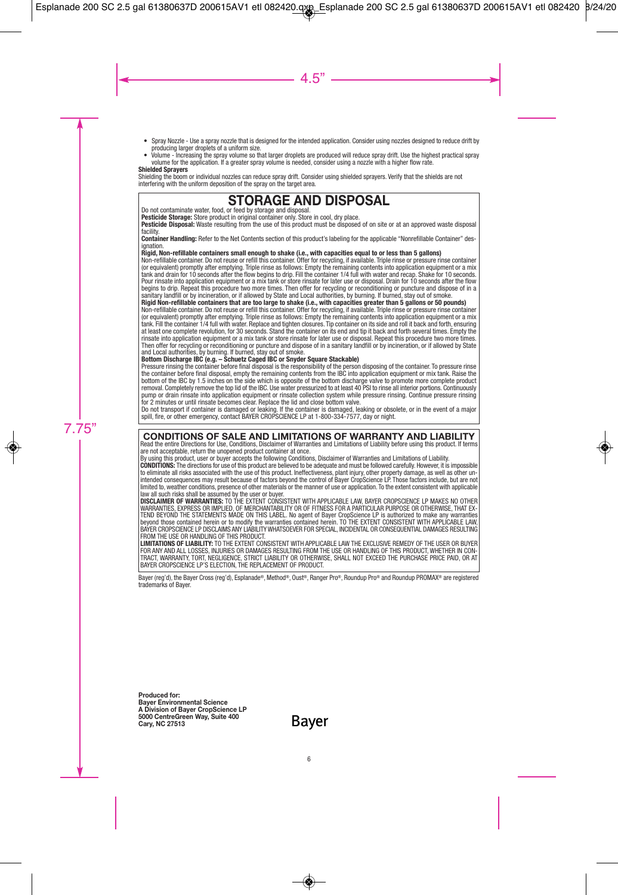- Spray Nozzle - Use a spray nozzle that is designed for the intended application. Consider using nozzles designed to reduce drift by producing larger droplets of a uniform size.
- Volume - Increasing the spray volume so that larger droplets are produced will reduce spray drift. Use the highest practical spray volume for the application. If a greater spray volume is needed, consider using a nozzle with a higher flow rate.

**Shielded Sprayers**

Shielding the boom or individual nozzles can reduce spray drift. Consider using shielded sprayers. Verify that the shields are not interfering with the uniform deposition of the spray on the target area.

# STORAGE AND DISPOSAL

Do not contaminate water, food, or feed by storage and disposal.

**Pesticide Storage:** Store product in original container only. Store in cool, dry place.

**Pesticide Disposal:** Waste resulting from the use of this product must be disposed of on site or at an approved waste disposal facility.

**Container Handling:** Refer to the Net Contents section of this product's labeling for the applicable "Nonrefillable Container" designation.

**Rigid, Non-refillable containers small enough to shake (i.e., with capacities equal to or less than 5 gallons)**

Non-refillable container. Do not reuse or refill this container. Offer for recycling, if available. Triple rinse or pressure rinse container (or equivalent) promptly after emptying. Triple rinse as follows: Empty the remaining contents into application equipment or a mix tank and drain for 10 seconds after the flow begins to drip. Fill the container 1/4 full with water and recap. Shake for 10 seconds. Pour rinsate into application equipment or a mix tank or store rinsate for later use or disposal. Drain for 10 seconds after the flow begins to drip. Repeat this procedure two more times. Then offer for recycling or reconditioning or puncture and dispose of in a sanitary landfill or by incineration, or if allowed by State and Local authorities, by burning. If burned, stay out of smoke.

**Rigid Non-refillable containers that are too large to shake (i.e., with capacities greater than 5 gallons or 50 pounds)**

Non-refillable container. Do not reuse or refill this container. Offer for recycling, if available. Triple rinse or pressure rinse container (or equivalent) promptly after emptying. Triple rinse as follows: Empty the remaining contents into application equipment or a mix tank. Fill the container 1/4 full with water. Replace and tighten closures. Tip container on its side and roll it back and forth, ensuring at least one complete revolution, for 30 seconds. Stand the container on its end and tip it back and forth several times. Empty the rinsate into application equipment or a mix tank or store rinsate for later use or disposal. Repeat this procedure two more times. Then offer for recycling or reconditioning or puncture and dispose of in a sanitary landfill or by incineration, or if allowed by State and Local authorities, by burning. If burned, stay out of smoke.

**Bottom Discharge IBC (e.g. – Schuetz Caged IBC or Snyder Square Stackable)**

Pressure rinsing the container before final disposal is the responsibility of the person disposing of the container. To pressure rinse the container before final disposal, empty the remaining contents from the IBC into application equipment or mix tank. Raise the bottom of the IBC by 1.5 inches on the side which is opposite of the bottom discharge valve to promote more complete product removal. Completely remove the top lid of the IBC. Use water pressurized to at least 40 PSI to rinse all interior portions. Continuously pump or drain rinsate into application equipment or rinsate collection system while pressure rinsing. Continue pressure rinsing for 2 minutes or until rinsate becomes clear. Replace the lid and close bottom valve.

Do not transport if container is damaged or leaking. If the container is damaged, leaking or obsolete, or in the event of a major spill, fire, or other emergency, contact BAYER CROPSCIENCE LP at 1-800-334-7577, day or night.

# CONDITIONS OF SALE AND LIMITATIONS OF WARRANTY AND LIABILITY

Read the entire Directions for Use, Conditions, Disclaimer of Warranties and Limitations of Liability before using this product. If terms are not acceptable, return the unopened product container at once.

By using this product, user or buyer accepts the following Conditions, Disclaimer of Warranties and Limitations of Liability.

**CONDITIONS:** The directions for use of this product are believed to be adequate and must be followed carefully. However, it is impossible to eliminate all risks associated with the use of this product. Ineffectiveness, plant injury, other property damage, as well as other unintended consequences may result because of factors beyond the control of Bayer CropScience LP. Those factors include, but are not limited to, weather conditions, presence of other materials or the manner of use or application. To the extent consistent with applicable law all such risks shall be assumed by the user or buyer.

**DISCLAIMER OF WARRANTIES:** TO THE EXTENT CONSISTENT WITH APPLICABLE LAW, BAYER CROPSCIENCE LP MAKES NO OTHER WARRANTIES, EXPRESS OR IMPLIED, OF MERCHANTABILITY OR OF FITNESS FOR A PARTICULAR PURPOSE OR OTHERWISE, THAT EXTEND BEYOND THE STATEMENTS MADE ON THIS LABEL. No agent of Bayer CropScience LP is authorized to make any warranties beyond those contained herein or to modify the warranties contained herein. TO THE EXTENT CONSISTENT WITH APPLICABLE LAW, BAYER CROPSCIENCE LP DISCLAIMS ANY LIABILITY WHATSOEVER FOR SPECIAL, INCIDENTAL OR CONSEQUENTIAL DAMAGES RESULTING FROM THE USE OR HANDLING OF THIS PRODUCT.

**LIMITATIONS OF LIABILITY:** TO THE EXTENT CONSISTENT WITH APPLICABLE LAW THE EXCLUSIVE REMEDY OF THE USER OR BUYER FOR ANY AND ALL LOSSES, INJURIES OR DAMAGES RESULTING FROM THE USE OR HANDLING OF THIS PRODUCT, WHETHER IN CONTRACT, WARRANTY, TORT, NEGLIGENCE, STRICT LIABILITY OR OTHERWISE, SHALL NOT EXCEED THE PURCHASE PRICE PAID, OR AT BAYER CROPSCIENCE LP'S ELECTION, THE REPLACEMENT OF PRODUCT.

Bayer (reg'd), the Bayer Cross (reg'd), Esplanade®, Method®, Oust®, Ranger Pro®, Roundup Pro® and Roundup PROMAX® are registered trademarks of Bayer.

**Produced for:**
**Bayer Environmental Science**
**A Division of Bayer CropScience LP**
**5000 CentreGreen Way, Suite 400**
**Cary, NC 27513**

Bayer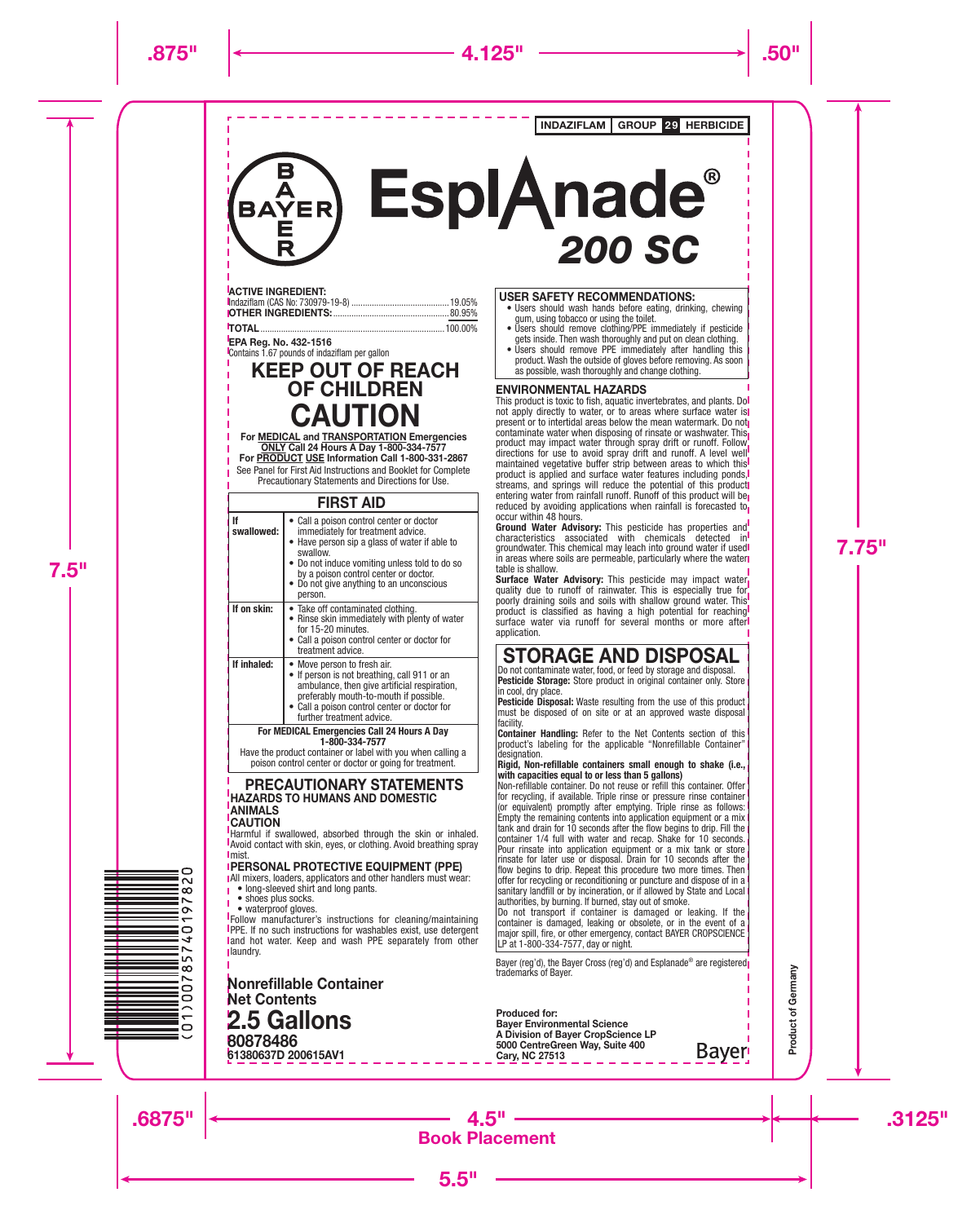INDAZIFLAM | GROUP 29 HERBICIDE

BAYER

# EsplAnade®
## 200 SC

**ACTIVE INGREDIENT:**
Indaziflam (CAS No: 730979-19-8) .......... 19.05%
**OTHER INGREDIENTS:** .......... 80.95%
**TOTAL** .......... 100.00%

**EPA Reg. No. 432-1516**
Contains 1.67 pounds of indaziflam per gallon

## KEEP OUT OF REACH OF CHILDREN
# CAUTION

**For MEDICAL and TRANSPORTATION Emergencies ONLY Call 24 Hours A Day 1-800-334-7577**
**For PRODUCT USE Information Call 1-800-331-2867**
See Panel for First Aid Instructions and Booklet for Complete Precautionary Statements and Directions for Use.

| FIRST AID | |
|---|---|
| **If swallowed:** | • Call a poison control center or doctor immediately for treatment advice.<br>• Have person sip a glass of water if able to swallow.<br>• Do not induce vomiting unless told to do so by a poison control center or doctor.<br>• Do not give anything to an unconscious person. |
| **If on skin:** | • Take off contaminated clothing.<br>• Rinse skin immediately with plenty of water for 15-20 minutes.<br>• Call a poison control center or doctor for treatment advice. |
| **If inhaled:** | • Move person to fresh air.<br>• If person is not breathing, call 911 or an ambulance, then give artificial respiration, preferably mouth-to-mouth if possible.<br>• Call a poison control center or doctor for further treatment advice. |
| **For MEDICAL Emergencies Call 24 Hours A Day 1-800-334-7577**<br>Have the product container or label with you when calling a poison control center or doctor or going for treatment. | |

## PRECAUTIONARY STATEMENTS
### HAZARDS TO HUMANS AND DOMESTIC ANIMALS
### CAUTION

Harmful if swallowed, absorbed through the skin or inhaled. Avoid contact with skin, eyes, or clothing. Avoid breathing spray mist.

### PERSONAL PROTECTIVE EQUIPMENT (PPE)

All mixers, loaders, applicators and other handlers must wear:
- long-sleeved shirt and long pants.
- shoes plus socks.
- waterproof gloves.

Follow manufacturer's instructions for cleaning/maintaining PPE. If no such instructions for washables exist, use detergent and hot water. Keep and wash PPE separately from other laundry.

### USER SAFETY RECOMMENDATIONS:

- Users should wash hands before eating, drinking, chewing gum, using tobacco or using the toilet.
- Users should remove clothing/PPE immediately if pesticide gets inside. Then wash thoroughly and put on clean clothing.
- Users should remove PPE immediately after handling this product. Wash the outside of gloves before removing. As soon as possible, wash thoroughly and change clothing.

### ENVIRONMENTAL HAZARDS

This product is toxic to fish, aquatic invertebrates, and plants. Do not apply directly to water, or to areas where surface water is present or to intertidal areas below the mean watermark. Do not contaminate water when disposing of rinsate or washwater. This product may impact water through spray drift or runoff. Follow directions for use to avoid spray drift and runoff. A level well maintained vegetative buffer strip between areas to which this product is applied and surface water features including ponds, streams, and springs will reduce the potential of this product entering water from rainfall runoff. Runoff of this product will be reduced by avoiding applications when rainfall is forecasted to occur within 48 hours.

**Ground Water Advisory:** This pesticide has properties and characteristics associated with chemicals detected in groundwater. This chemical may leach into ground water if used in areas where soils are permeable, particularly where the water table is shallow.

**Surface Water Advisory:** This pesticide may impact water quality due to runoff of rainwater. This is especially true for poorly draining soils and soils with shallow ground water. This product is classified as having a high potential for reaching surface water via runoff for several months or more after application.

## STORAGE AND DISPOSAL

Do not contaminate water, food, or feed by storage and disposal.

**Pesticide Storage:** Store product in original container only. Store in cool, dry place.

**Pesticide Disposal:** Waste resulting from the use of this product must be disposed of on site or at an approved waste disposal facility.

**Container Handling:** Refer to the Net Contents section of this product's labeling for the applicable "Nonrefillable Container" designation.

**Rigid, Non-refillable containers small enough to shake (i.e., with capacities equal to or less than 5 gallons)**
Non-refillable container. Do not reuse or refill this container. Offer for recycling, if available. Triple rinse or pressure rinse container (or equivalent) promptly after emptying. Triple rinse as follows: Empty the remaining contents into application equipment or a mix tank and drain for 10 seconds after the flow begins to drip. Fill the container 1/4 full with water and recap. Shake for 10 seconds. Pour rinsate into application equipment or a mix tank or store rinsate for later use or disposal. Drain for 10 seconds after the flow begins to drip. Repeat this procedure two more times. Then offer for recycling or reconditioning or puncture and dispose of in a sanitary landfill or by incineration, or if allowed by State and Local authorities, by burning. If burned, stay out of smoke.

Do not transport if container is damaged or leaking. If the container is damaged, leaking or obsolete, or in the event of a major spill, fire, or other emergency, contact BAYER CROPSCIENCE LP at 1-800-334-7577, day or night.

Bayer (reg'd), the Bayer Cross (reg'd) and Esplanade® are registered trademarks of Bayer.

**Nonrefillable Container**
**Net Contents**
## 2.5 Gallons
**80878486**
**61380637D 200615AV1**

**Produced for:**
**Bayer Environmental Science**
**A Division of Bayer CropScience LP**
**5000 CentreGreen Way, Suite 400**
**Cary, NC 27513**

Bayer

**Product of Germany**

(01)00785740197820